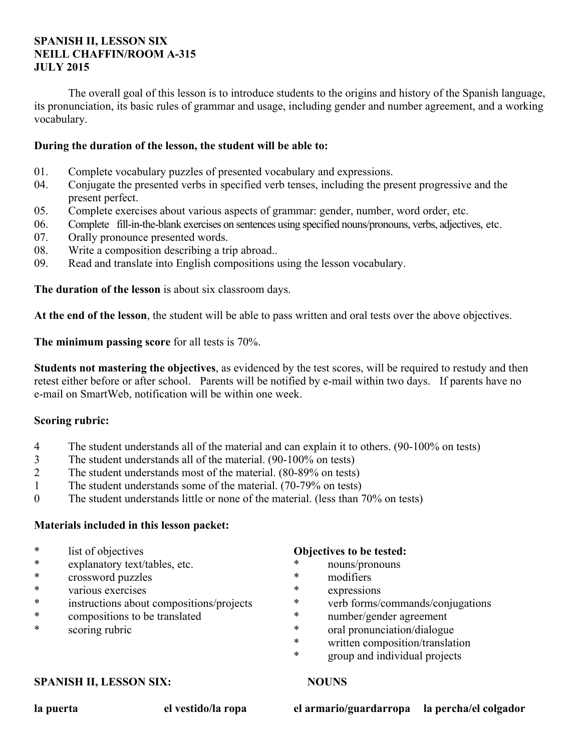**SPANISH II, LESSON SIX**
**NEILL CHAFFIN/ROOM A-315**
**JULY 2015**

The overall goal of this lesson is to introduce students to the origins and history of the Spanish language, its pronunciation, its basic rules of grammar and usage, including gender and number agreement, and a working vocabulary.

**During the duration of the lesson, the student will be able to:**

01. Complete vocabulary puzzles of presented vocabulary and expressions.
04. Conjugate the presented verbs in specified verb tenses, including the present progressive and the present perfect.
05. Complete exercises about various aspects of grammar: gender, number, word order, etc.
06. Complete fill-in-the-blank exercises on sentences using specified nouns/pronouns, verbs, adjectives, etc.
07. Orally pronounce presented words.
08. Write a composition describing a trip abroad..
09. Read and translate into English compositions using the lesson vocabulary.

**The duration of the lesson** is about six classroom days.

**At the end of the lesson**, the student will be able to pass written and oral tests over the above objectives.

**The minimum passing score** for all tests is 70%.

**Students not mastering the objectives**, as evidenced by the test scores, will be required to restudy and then retest either before or after school. Parents will be notified by e-mail within two days. If parents have no e-mail on SmartWeb, notification will be within one week.

**Scoring rubric:**

4 The student understands all of the material and can explain it to others. (90-100% on tests)
3 The student understands all of the material. (90-100% on tests)
2 The student understands most of the material. (80-89% on tests)
1 The student understands some of the material. (70-79% on tests)
0 The student understands little or none of the material. (less than 70% on tests)

**Materials included in this lesson packet:**

* list of objectives
* explanatory text/tables, etc.
* crossword puzzles
* various exercises
* instructions about compositions/projects
* compositions to be translated
* scoring rubric

**Objectives to be tested:**

* nouns/pronouns
* modifiers
* expressions
* verb forms/commands/conjugations
* number/gender agreement
* oral pronunciation/dialogue
* written composition/translation
* group and individual projects

**SPANISH II, LESSON SIX: NOUNS**

**la puerta** **el vestido/la ropa** **el armario/guardarropa** **la percha/el colgador**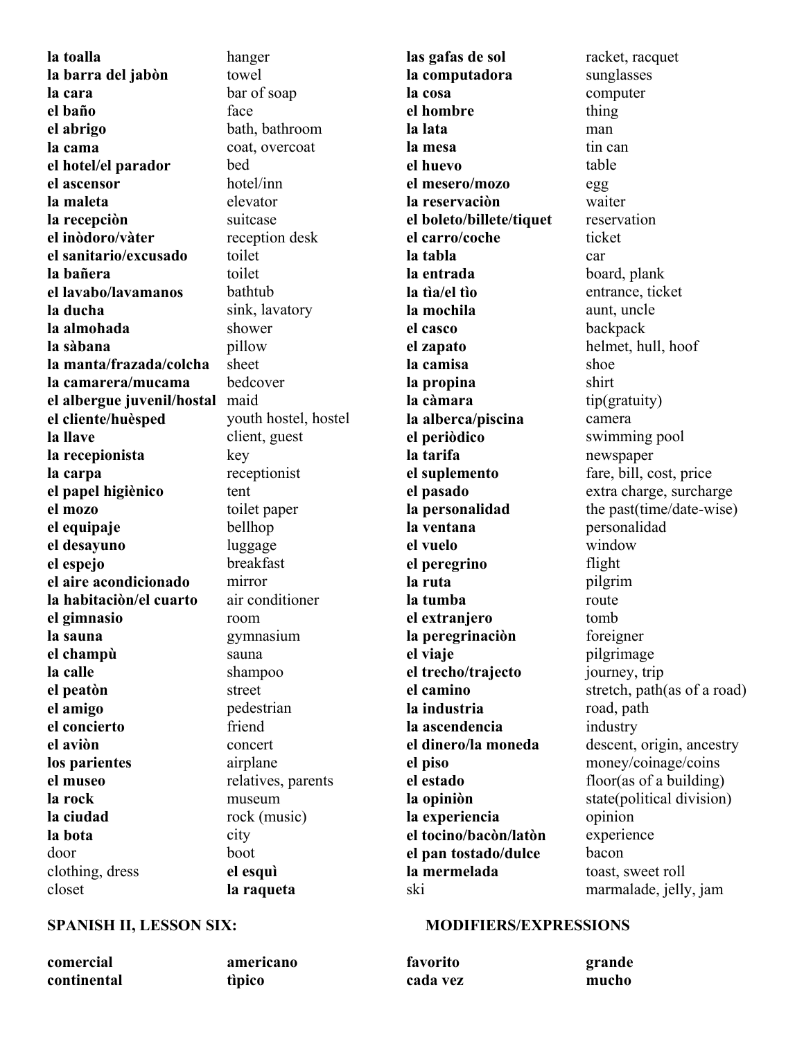| | |
|---|---|
| **la toalla** | hanger |
| **la barra del jabòn** | towel |
| **la cara** | bar of soap |
| **el baño** | face |
| **el abrigo** | bath, bathroom |
| **la cama** | coat, overcoat |
| **el hotel/el parador** | bed |
| **el ascensor** | hotel/inn |
| **la maleta** | elevator |
| **la recepciòn** | suitcase |
| **el inòdoro/vàter** | reception desk |
| **el sanitario/excusado** | toilet |
| **la bañera** | toilet |
| **el lavabo/lavamanos** | bathtub |
| **la ducha** | sink, lavatory |
| **la almohada** | shower |
| **la sàbana** | pillow |
| **la manta/frazada/colcha** | sheet |
| **la camarera/mucama** | bedcover |
| **el albergue juvenil/hostal** | maid |
| **el cliente/huèsped** | youth hostel, hostel |
| **la llave** | client, guest |
| **la recepionista** | key |
| **la carpa** | receptionist |
| **el papel higiènico** | tent |
| **el mozo** | toilet paper |
| **el equipaje** | bellhop |
| **el desayuno** | luggage |
| **el espejo** | breakfast |
| **el aire acondicionado** | mirror |
| **la habitaciòn/el cuarto** | air conditioner |
| **el gimnasio** | room |
| **la sauna** | gymnasium |
| **el champù** | sauna |
| **la calle** | shampoo |
| **el peatòn** | street |
| **el amigo** | pedestrian |
| **el concierto** | friend |
| **el aviòn** | concert |
| **los parientes** | airplane |
| **el museo** | relatives, parents |
| **la rock** | museum |
| **la ciudad** | rock (music) |
| **la bota** | city |
| door | boot |
| clothing, dress | **el esquì** |
| closet | **la raqueta** |

| | |
|---|---|
| **las gafas de sol** | racket, racquet |
| **la computadora** | sunglasses |
| **la cosa** | computer |
| **el hombre** | thing |
| **la lata** | man |
| **la mesa** | tin can |
| **el huevo** | table |
| **el mesero/mozo** | egg |
| **la reservaciòn** | waiter |
| **el boleto/billete/tiquet** | reservation |
| **el carro/coche** | ticket |
| **la tabla** | car |
| **la entrada** | board, plank |
| **la tìa/el tìo** | entrance, ticket |
| **la mochila** | aunt, uncle |
| **el casco** | backpack |
| **el zapato** | helmet, hull, hoof |
| **la camisa** | shoe |
| **la propina** | shirt |
| **la càmara** | tip(gratuity) |
| **la alberca/piscina** | camera |
| **el periòdico** | swimming pool |
| **la tarifa** | newspaper |
| **el suplemento** | fare, bill, cost, price |
| **el pasado** | extra charge, surcharge |
| **la personalidad** | the past(time/date-wise) |
| **la ventana** | personalidad |
| **el vuelo** | window |
| **el peregrino** | flight |
| **la ruta** | pilgrim |
| **la tumba** | route |
| **el extranjero** | tomb |
| **la peregrinaciòn** | foreigner |
| **el viaje** | pilgrimage |
| **el trecho/trajecto** | journey, trip |
| **el camino** | stretch, path(as of a road) |
| **la industria** | road, path |
| **la ascendencia** | industry |
| **el dinero/la moneda** | descent, origin, ancestry |
| **el piso** | money/coinage/coins |
| **el estado** | floor(as of a building) |
| **la opiniòn** | state(political division) |
| **la experiencia** | opinion |
| **el tocino/bacòn/latòn** | experience |
| **el pan tostado/dulce** | bacon |
| **la mermelada** | toast, sweet roll |
| ski | marmalade, jelly, jam |

**SPANISH II, LESSON SIX: MODIFIERS/EXPRESSIONS**

| | | | |
|---|---|---|---|
| **comercial** | **americano** | **favorito** | **grande** |
| **continental** | **tìpico** | **cada vez** | **mucho** |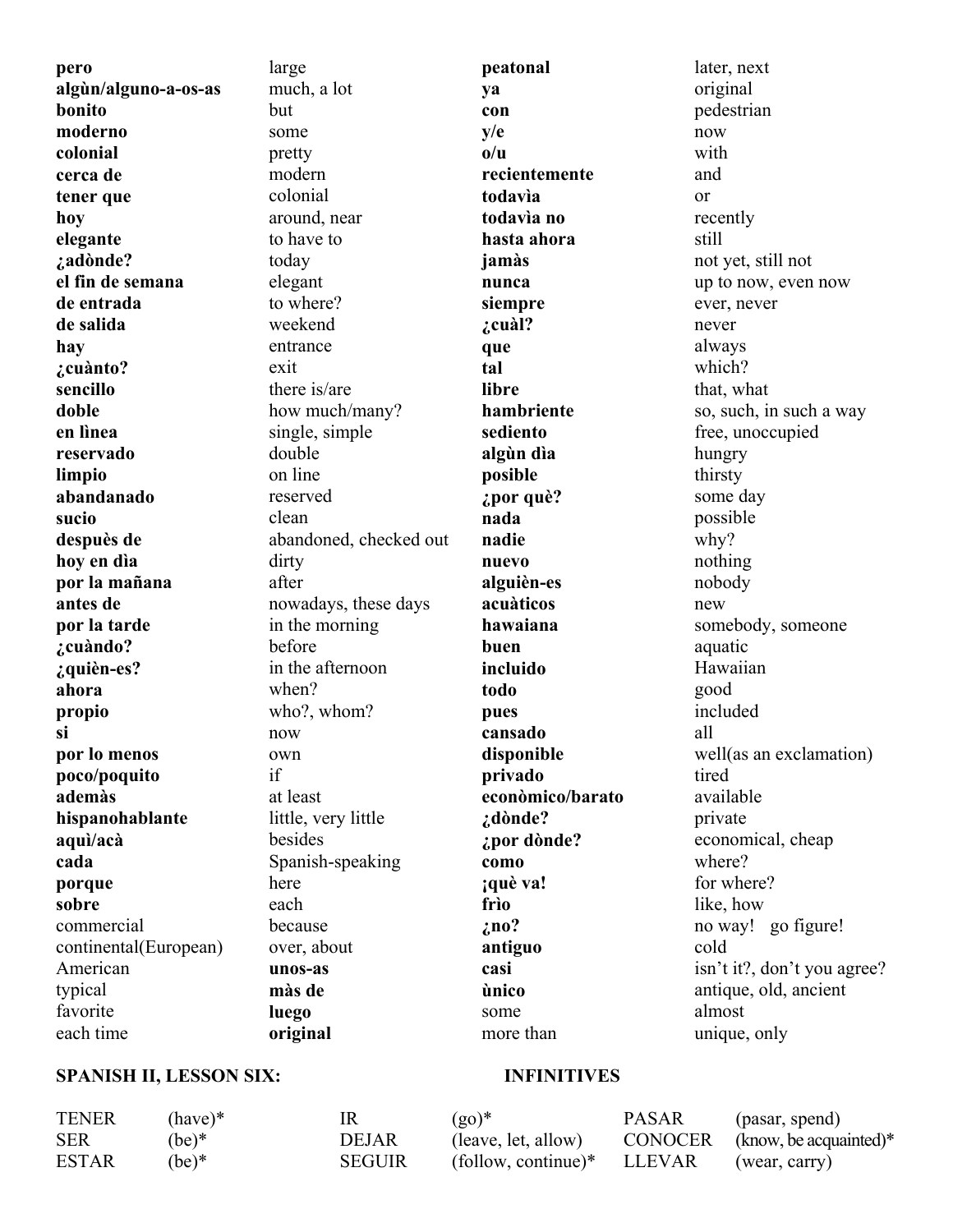| | | | |
|---|---|---|---|
| **pero** | large | **peatonal** | later, next |
| **algùn/alguno-a-os-as** | much, a lot | **ya** | original |
| **bonito** | but | **con** | pedestrian |
| **moderno** | some | **y/e** | now |
| **colonial** | pretty | **o/u** | with |
| **cerca de** | modern | **recientemente** | and |
| **tener que** | colonial | **todavìa** | or |
| **hoy** | around, near | **todavìa no** | recently |
| **elegante** | to have to | **hasta ahora** | still |
| **¿adònde?** | today | **jamàs** | not yet, still not |
| **el fin de semana** | elegant | **nunca** | up to now, even now |
| **de entrada** | to where? | **siempre** | ever, never |
| **de salida** | weekend | **¿cuàl?** | never |
| **hay** | entrance | **que** | always |
| **¿cuànto?** | exit | **tal** | which? |
| **sencillo** | there is/are | **libre** | that, what |
| **doble** | how much/many? | **hambriente** | so, such, in such a way |
| **en lìnea** | single, simple | **sediento** | free, unoccupied |
| **reservado** | double | **algùn dìa** | hungry |
| **limpio** | on line | **posible** | thirsty |
| **abandanado** | reserved | **¿por què?** | some day |
| **sucio** | clean | **nada** | possible |
| **despuès de** | abandoned, checked out | **nadie** | why? |
| **hoy en dìa** | dirty | **nuevo** | nothing |
| **por la mañana** | after | **alguièn-es** | nobody |
| **antes de** | nowadays, these days | **acuàticos** | new |
| **por la tarde** | in the morning | **hawaiana** | somebody, someone |
| **¿cuàndo?** | before | **buen** | aquatic |
| **¿quièn-es?** | in the afternoon | **incluido** | Hawaiian |
| **ahora** | when? | **todo** | good |
| **propio** | who?, whom? | **pues** | included |
| **si** | now | **cansado** | all |
| **por lo menos** | own | **disponible** | well(as an exclamation) |
| **poco/poquito** | if | **privado** | tired |
| **ademàs** | at least | **econòmico/barato** | available |
| **hispanohablante** | little, very little | **¿dònde?** | private |
| **aquì/acà** | besides | **¿por dònde?** | economical, cheap |
| **cada** | Spanish-speaking | **como** | where? |
| **porque** | here | **¡què va!** | for where? |
| **sobre** | each | **frìo** | like, how |
| commercial | because | **¿no?** | no way! go figure! |
| continental(European) | over, about | **antiguo** | cold |
| American | **unos-as** | **casi** | isn't it?, don't you agree? |
| typical | **màs de** | **ùnico** | antique, old, ancient |
| favorite | **luego** | some | almost |
| each time | **original** | more than | unique, only |

**SPANISH II, LESSON SIX:** **INFINITIVES**

| | | | | | |
|---|---|---|---|---|---|
| TENER | (have)* | IR | (go)* | PASAR | (pasar, spend) |
| SER | (be)* | DEJAR | (leave, let, allow) | CONOCER | (know, be acquainted)* |
| ESTAR | (be)* | SEGUIR | (follow, continue)* | LLEVAR | (wear, carry) |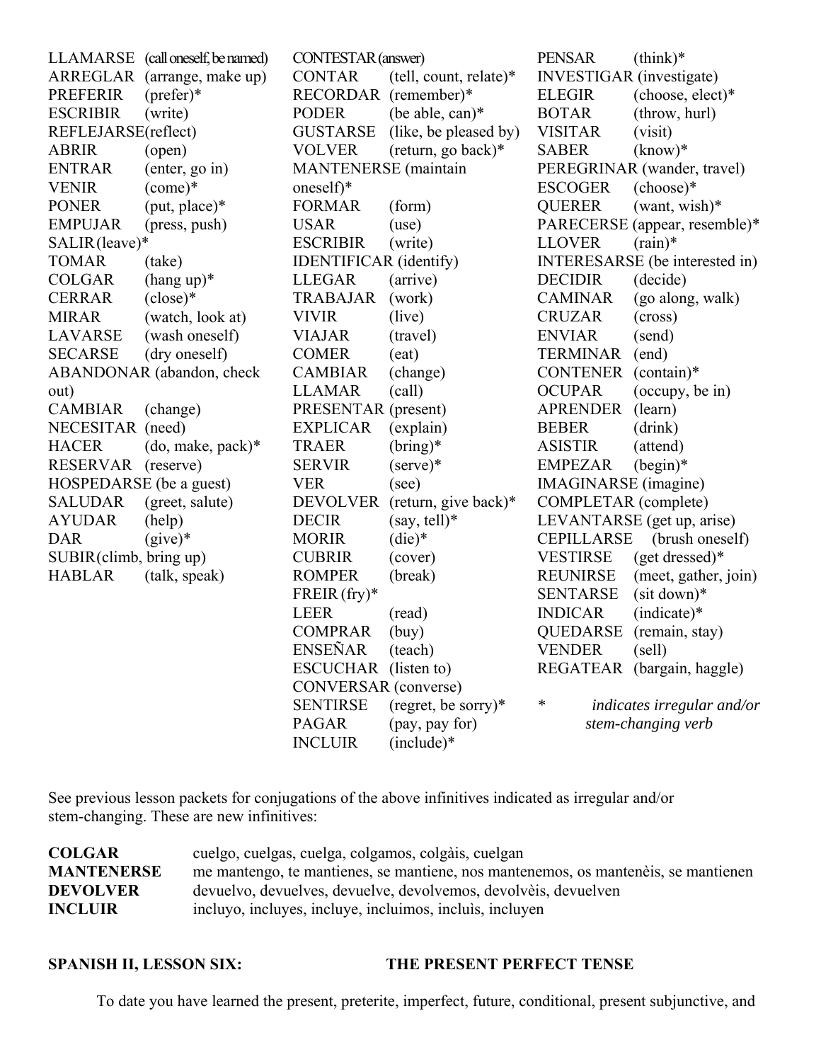LLAMARSE (call oneself, be named)
ARREGLAR (arrange, make up)
PREFERIR (prefer)*
ESCRIBIR (write)
REFLEJARSE(reflect)
ABRIR (open)
ENTRAR (enter, go in)
VENIR (come)*
PONER (put, place)*
EMPUJAR (press, push)
SALIR (leave)*
TOMAR (take)
COLGAR (hang up)*
CERRAR (close)*
MIRAR (watch, look at)
LAVARSE (wash oneself)
SECARSE (dry oneself)
ABANDONAR (abandon, check out)
CAMBIAR (change)
NECESITAR (need)
HACER (do, make, pack)*
RESERVAR (reserve)
HOSPEDARSE (be a guest)
SALUDAR (greet, salute)
AYUDAR (help)
DAR (give)*
SUBIR (climb, bring up)
HABLAR (talk, speak)

CONTESTAR (answer)
CONTAR (tell, count, relate)*
RECORDAR (remember)*
PODER (be able, can)*
GUSTARSE (like, be pleased by)
VOLVER (return, go back)*
MANTENERSE (maintain oneself)*
FORMAR (form)
USAR (use)
ESCRIBIR (write)
IDENTIFICAR (identify)
LLEGAR (arrive)
TRABAJAR (work)
VIVIR (live)
VIAJAR (travel)
COMER (eat)
CAMBIAR (change)
LLAMAR (call)
PRESENTAR (present)
EXPLICAR (explain)
TRAER (bring)*
SERVIR (serve)*
VER (see)
DEVOLVER (return, give back)*
DECIR (say, tell)*
MORIR (die)*
CUBRIR (cover)
ROMPER (break)
FREIR (fry)*
LEER (read)
COMPRAR (buy)
ENSEÑAR (teach)
ESCUCHAR (listen to)
CONVERSAR (converse)
SENTIRSE (regret, be sorry)*
PAGAR (pay, pay for)
INCLUIR (include)*

PENSAR (think)*
INVESTIGAR (investigate)
ELEGIR (choose, elect)*
BOTAR (throw, hurl)
VISITAR (visit)
SABER (know)*
PEREGRINAR (wander, travel)
ESCOGER (choose)*
QUERER (want, wish)*
PARECERSE (appear, resemble)*
LLOVER (rain)*
INTERESARSE (be interested in)
DECIDIR (decide)
CAMINAR (go along, walk)
CRUZAR (cross)
ENVIAR (send)
TERMINAR (end)
CONTENER (contain)*
OCUPAR (occupy, be in)
APRENDER (learn)
BEBER (drink)
ASISTIR (attend)
EMPEZAR (begin)*
IMAGINARSE (imagine)
COMPLETAR (complete)
LEVANTARSE (get up, arise)
CEPILLARSE (brush oneself)
VESTIRSE (get dressed)*
REUNIRSE (meet, gather, join)
SENTARSE (sit down)*
INDICAR (indicate)*
QUEDARSE (remain, stay)
VENDER (sell)
REGATEAR (bargain, haggle)

\* *indicates irregular and/or stem-changing verb*

See previous lesson packets for conjugations of the above infinitives indicated as irregular and/or stem-changing. These are new infinitives:

| | |
|---|---|
| **COLGAR** | cuelgo, cuelgas, cuelga, colgamos, colgàis, cuelgan |
| **MANTENERSE** | me mantengo, te mantienes, se mantiene, nos mantenemos, os mantenèis, se mantienen |
| **DEVOLVER** | devuelvo, devuelves, devuelve, devolvemos, devolvèis, devuelven |
| **INCLUIR** | incluyo, incluyes, incluye, incluimos, incluìs, incluyen |

## SPANISH II, LESSON SIX: THE PRESENT PERFECT TENSE

To date you have learned the present, preterite, imperfect, future, conditional, present subjunctive, and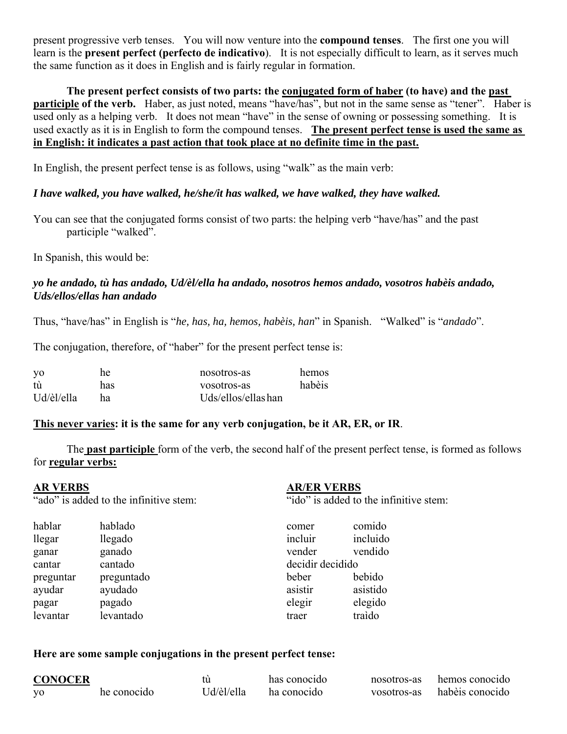present progressive verb tenses. You will now venture into the **compound tenses**. The first one you will learn is the **present perfect (perfecto de indicativo**). It is not especially difficult to learn, as it serves much the same function as it does in English and is fairly regular in formation.

**The present perfect consists of two parts: the <u>conjugated form of haber</u> (to have) and the <u>past participle</u> of the verb.** Haber, as just noted, means "have/has", but not in the same sense as "tener". Haber is used only as a helping verb. It does not mean "have" in the sense of owning or possessing something. It is used exactly as it is in English to form the compound tenses. **<u>The present perfect tense is used the same as in English: it indicates a past action that took place at no definite time in the past.</u>**

In English, the present perfect tense is as follows, using "walk" as the main verb:

***I have walked, you have walked, he/she/it has walked, we have walked, they have walked.***

You can see that the conjugated forms consist of two parts: the helping verb "have/has" and the past participle "walked".

In Spanish, this would be:

***yo he andado, tù has andado, Ud/èl/ella ha andado, nosotros hemos andado, vosotros habèis andado, Uds/ellos/ellas han andado***

Thus, "have/has" in English is "*he, has, ha, hemos, habèis, han*" in Spanish. "Walked" is "*andado*".

The conjugation, therefore, of "haber" for the present perfect tense is:

| | | | |
|---|---|---|---|
| yo | he | nosotros-as | hemos |
| tù | has | vosotros-as | habèis |
| Ud/èl/ella | ha | Uds/ellos/ellas | han |

**<u>This never varies</u>: it is the same for any verb conjugation, be it AR, ER, or IR**.

The **<u>past participle</u>** form of the verb, the second half of the present perfect tense, is formed as follows for **<u>regular verbs:</u>**

**<u>AR VERBS</u>**

"ado" is added to the infinitive stem:

| | |
|---|---|
| hablar | hablado |
| llegar | llegado |
| ganar | ganado |
| cantar | cantado |
| preguntar | preguntado |
| ayudar | ayudado |
| pagar | pagado |
| levantar | levantado |

**<u>AR/ER VERBS</u>**

"ido" is added to the infinitive stem:

| | |
|---|---|
| comer | comido |
| incluir | incluido |
| vender | vendido |
| decidir | decidido |
| beber | bebido |
| asistir | asistido |
| elegir | elegido |
| traer | traìdo |

**Here are some sample conjugations in the present perfect tense:**

| **<u>CONOCER</u>** | | tù | has conocido | nosotros-as | hemos conocido |
|---|---|---|---|---|---|
| yo | he conocido | Ud/èl/ella | ha conocido | vosotros-as | habèis conocido |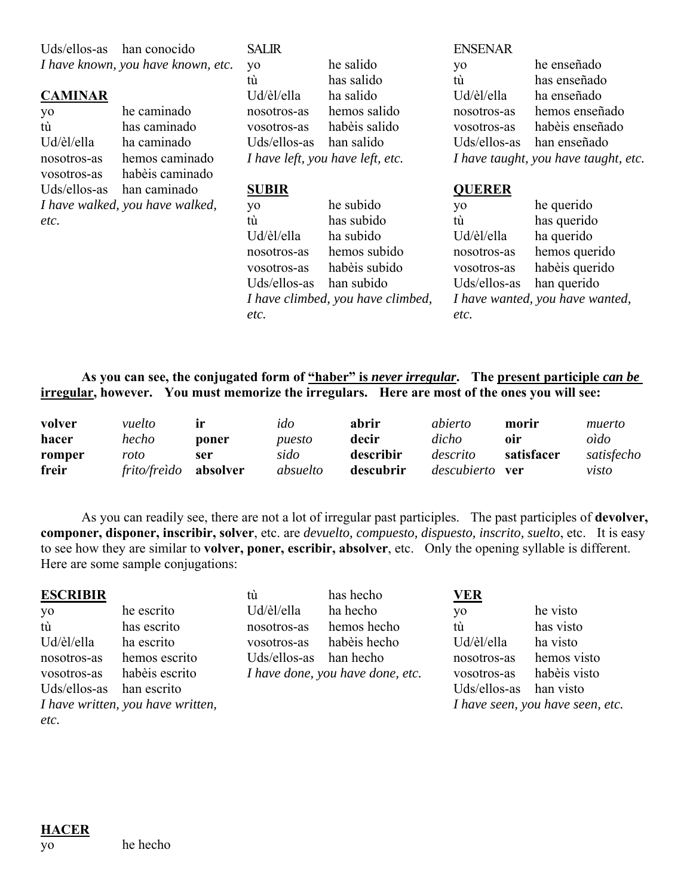Uds/ellos-as han conocido
*I have known, you have known, etc.*

**CAMINAR**

| | |
|---|---|
| yo | he caminado |
| tù | has caminado |
| Ud/èl/ella | ha caminado |
| nosotros-as | hemos caminado |
| vosotros-as | habèis caminado |
| Uds/ellos-as | han caminado |

*I have walked, you have walked, etc.*

SALIR

| | |
|---|---|
| yo | he salido |
| tù | has salido |
| Ud/èl/ella | ha salido |
| nosotros-as | hemos salido |
| vosotros-as | habèis salido |
| Uds/ellos-as | han salido |

*I have left, you have left, etc.*

**SUBIR**

| | |
|---|---|
| yo | he subido |
| tù | has subido |
| Ud/èl/ella | ha subido |
| nosotros-as | hemos subido |
| vosotros-as | habèis subido |
| Uds/ellos-as | han subido |

*I have climbed, you have climbed, etc.*

ENSENAR

| | |
|---|---|
| yo | he enseñado |
| tù | has enseñado |
| Ud/èl/ella | ha enseñado |
| nosotros-as | hemos enseñado |
| vosotros-as | habèis enseñado |
| Uds/ellos-as | han enseñado |

*I have taught, you have taught, etc.*

**QUERER**

| | |
|---|---|
| yo | he querido |
| tù | has querido |
| Ud/èl/ella | ha querido |
| nosotros-as | hemos querido |
| vosotros-as | habèis querido |
| Uds/ellos-as | han querido |

*I have wanted, you have wanted, etc.*

**As you can see, the conjugated form of "haber" is *never irregular*. The present participle *can be* irregular, however. You must memorize the irregulars. Here are most of the ones you will see:**

| | | | | | | | |
|---|---|---|---|---|---|---|---|
| **volver** | *vuelto* | **ir** | *ido* | **abrir** | *abierto* | **morir** | *muerto* |
| **hacer** | *hecho* | **poner** | *puesto* | **decir** | *dicho* | **oir** | *oìdo* |
| **romper** | *roto* | **ser** | *sido* | **describir** | *descrito* | **satisfacer** | *satisfecho* |
| **freir** | *frito/freìdo* | **absolver** | *absuelto* | **descubrir** | *descubierto* | **ver** | *visto* |

As you can readily see, there are not a lot of irregular past participles. The past participles of **devolver, componer, disponer, inscribir, solver**, etc. are *devuelto, compuesto, dispuesto, inscrito, suelto*, etc. It is easy to see how they are similar to **volver, poner, escribir, absolver**, etc. Only the opening syllable is different. Here are some sample conjugations:

**ESCRIBIR**

| | |
|---|---|
| yo | he escrito |
| tù | has escrito |
| Ud/èl/ella | ha escrito |
| nosotros-as | hemos escrito |
| vosotros-as | habèis escrito |
| Uds/ellos-as | han escrito |

*I have written, you have written, etc.*

**HACER**

| | |
|---|---|
| yo | he hecho |
| tù | has hecho |
| Ud/èl/ella | ha hecho |
| nosotros-as | hemos hecho |
| vosotros-as | habèis hecho |
| Uds/ellos-as | han hecho |

*I have done, you have done, etc.*

**VER**

| | |
|---|---|
| yo | he visto |
| tù | has visto |
| Ud/èl/ella | ha visto |
| nosotros-as | hemos visto |
| vosotros-as | habèis visto |
| Uds/ellos-as | han visto |

*I have seen, you have seen, etc.*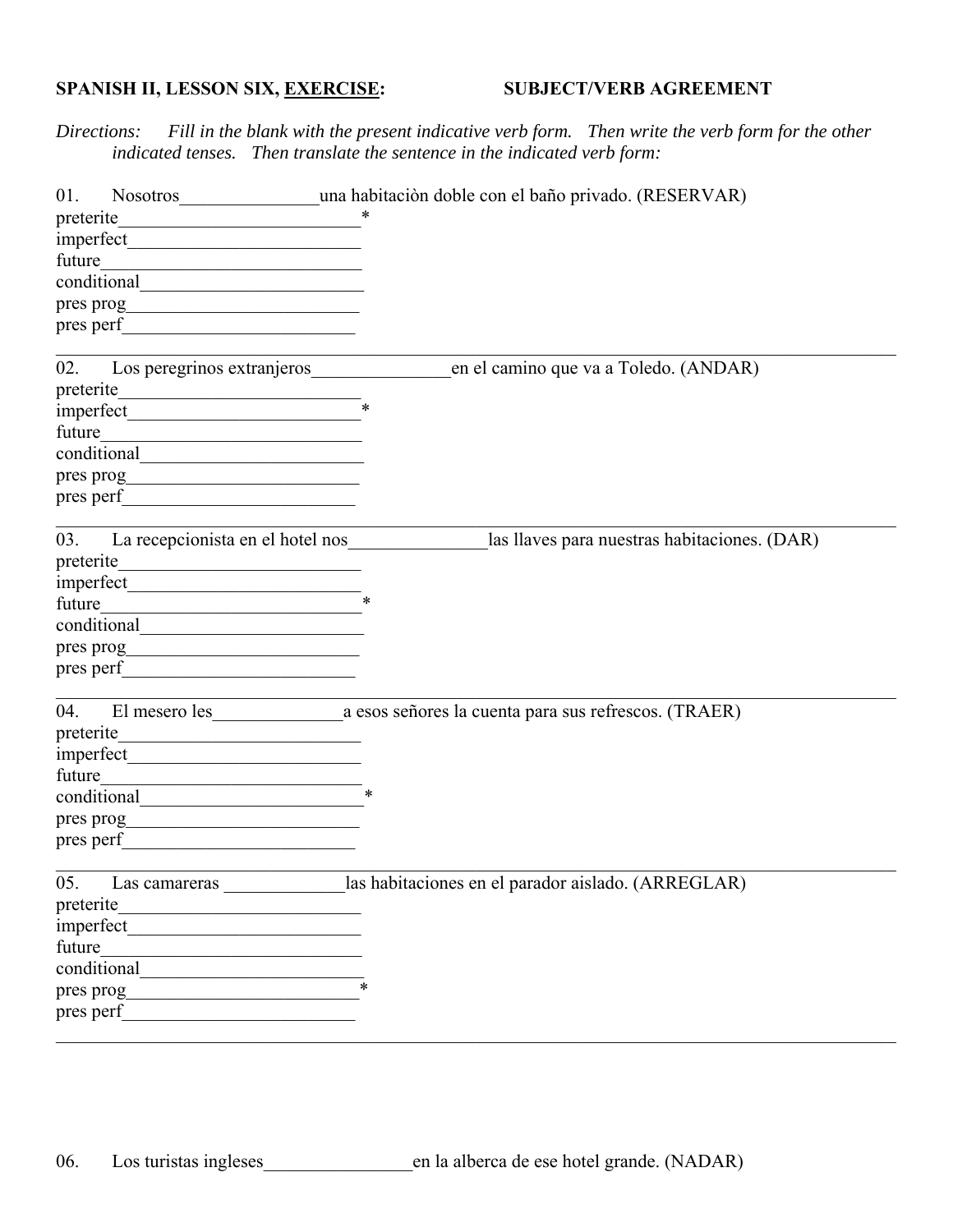**SPANISH II, LESSON SIX, <u>EXERCISE</u>: SUBJECT/VERB AGREEMENT**

*Directions: Fill in the blank with the present indicative verb form. Then write the verb form for the other indicated tenses. Then translate the sentence in the indicated verb form:*

01. Nosotros_______________una habitaciòn doble con el baño privado. (RESERVAR)
preterite__________________________*
imperfect_________________________
future____________________________
conditional________________________
pres prog_________________________
pres perf_________________________

---

02. Los peregrinos extranjeros_______________en el camino que va a Toledo. (ANDAR)
preterite__________________________
imperfect_________________________*
future____________________________
conditional________________________
pres prog_________________________
pres perf_________________________

---

03. La recepcionista en el hotel nos_______________las llaves para nuestras habitaciones. (DAR)
preterite__________________________
imperfect_________________________
future____________________________*
conditional________________________
pres prog_________________________
pres perf_________________________

---

04. El mesero les______________a esos señores la cuenta para sus refrescos. (TRAER)
preterite__________________________
imperfect_________________________
future____________________________
conditional________________________*
pres prog_________________________
pres perf_________________________

---

05. Las camareras _____________las habitaciones en el parador aislado. (ARREGLAR)
preterite__________________________
imperfect_________________________
future____________________________
conditional________________________
pres prog_________________________*
pres perf_________________________

---

06. Los turistas ingleses________________en la alberca de ese hotel grande. (NADAR)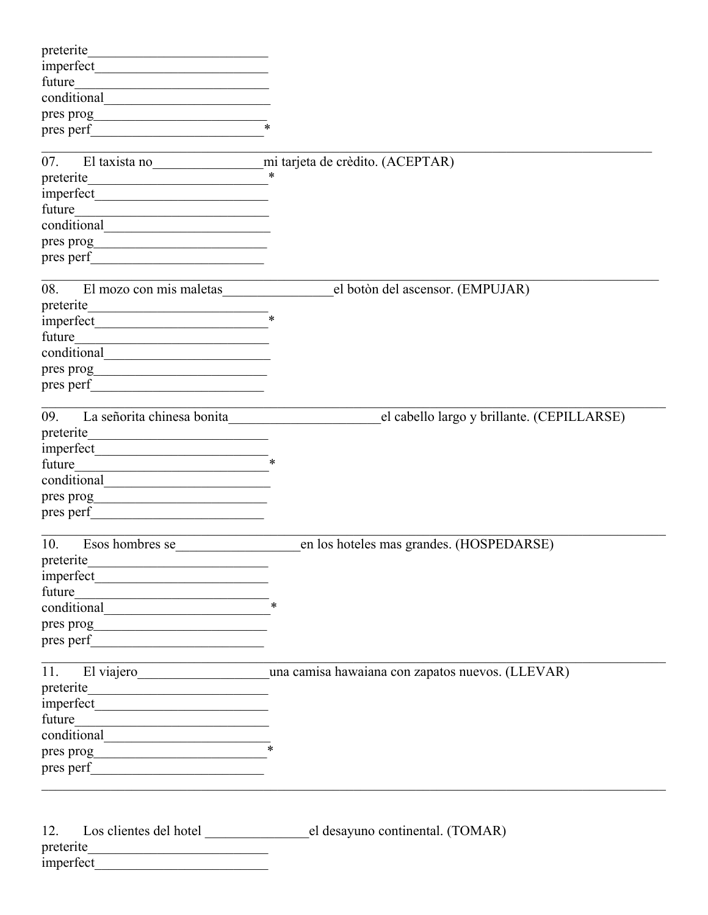preterite__________________________
imperfect_________________________
future____________________________
conditional________________________
pres prog_________________________
pres perf_________________________*

---

07. El taxista no________________mi tarjeta de crèdito. (ACEPTAR)
preterite__________________________*
imperfect_________________________
future____________________________
conditional________________________
pres prog_________________________
pres perf_________________________

---

08. El mozo con mis maletas________________el botòn del ascensor. (EMPUJAR)
preterite__________________________
imperfect_________________________*
future____________________________
conditional________________________
pres prog_________________________
pres perf_________________________

---

09. La señorita chinesa bonita______________________el cabello largo y brillante. (CEPILLARSE)
preterite__________________________
imperfect_________________________
future____________________________*
conditional________________________
pres prog_________________________
pres perf_________________________

---

10. Esos hombres se__________________en los hoteles mas grandes. (HOSPEDARSE)
preterite__________________________
imperfect_________________________
future____________________________
conditional________________________*
pres prog_________________________
pres perf_________________________

---

11. El viajero___________________una camisa hawaiana con zapatos nuevos. (LLEVAR)
preterite__________________________
imperfect_________________________
future____________________________
conditional________________________
pres prog_________________________*
pres perf_________________________

---

12. Los clientes del hotel _______________el desayuno continental. (TOMAR)
preterite__________________________
imperfect_________________________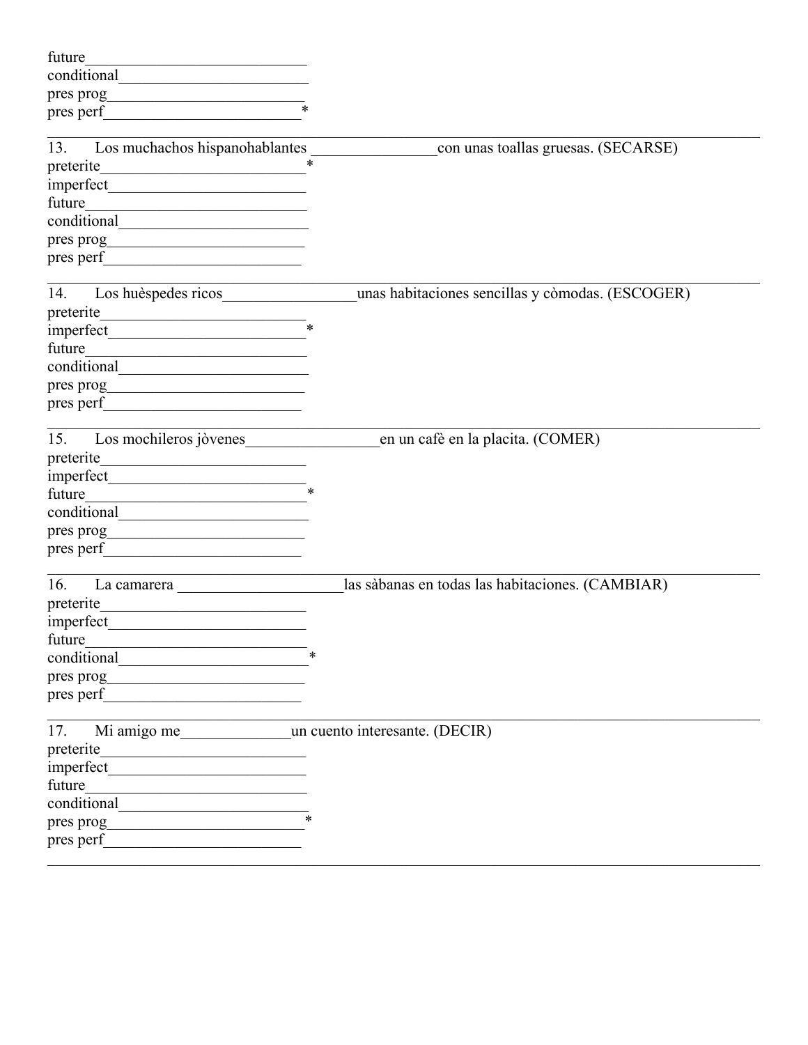future___________________________
conditional________________________
pres prog_________________________
pres perf_________________________*

---

13. Los muchachos hispanohablantes ________________con unas toallas gruesas. (SECARSE)
preterite__________________________*
imperfect_________________________
future___________________________
conditional________________________
pres prog_________________________
pres perf_________________________

---

14. Los huèspedes ricos_________________unas habitaciones sencillas y còmodas. (ESCOGER)
preterite__________________________
imperfect_________________________*
future___________________________
conditional________________________
pres prog_________________________
pres perf_________________________

---

15. Los mochileros jòvenes_________________en un cafè en la placita. (COMER)
preterite__________________________
imperfect_________________________
future___________________________*
conditional________________________
pres prog_________________________
pres perf_________________________

---

16. La camarera _____________________las sàbanas en todas las habitaciones. (CAMBIAR)
preterite__________________________
imperfect_________________________
future___________________________
conditional________________________*
pres prog_________________________
pres perf_________________________

---

17. Mi amigo me______________un cuento interesante. (DECIR)
preterite__________________________
imperfect_________________________
future___________________________
conditional________________________
pres prog_________________________*
pres perf_________________________

---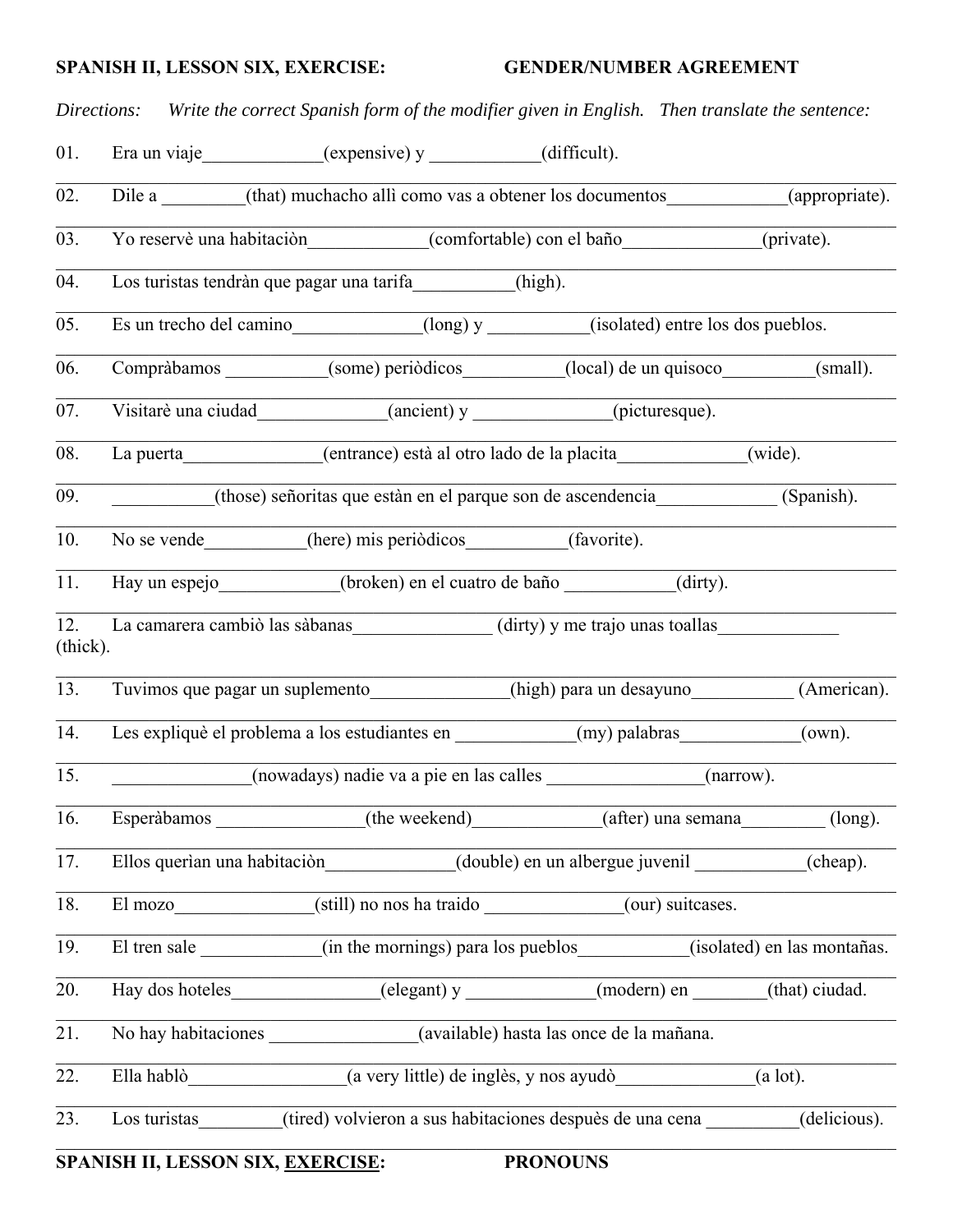**SPANISH II, LESSON SIX, EXERCISE: GENDER/NUMBER AGREEMENT**

*Directions: Write the correct Spanish form of the modifier given in English. Then translate the sentence:*

01. Era un viaje_____________(expensive) y ____________(difficult).

_______________________________________________________________________________

02. Dile a _________(that) muchacho allì como vas a obtener los documentos_____________(appropriate).

_______________________________________________________________________________

03. Yo reservè una habitaciòn_____________(comfortable) con el baño_______________(private).

_______________________________________________________________________________

04. Los turistas tendràn que pagar una tarifa___________(high).

_______________________________________________________________________________

05. Es un trecho del camino______________(long) y ___________(isolated) entre los dos pueblos.

_______________________________________________________________________________

06. Compràbamos ___________(some) periòdicos___________(local) de un quisoco__________(small).

_______________________________________________________________________________

07. Visitarè una ciudad______________(ancient) y _______________(picturesque).

_______________________________________________________________________________

08. La puerta_______________(entrance) està al otro lado de la placita______________(wide).

_______________________________________________________________________________

09. ___________(those) señoritas que estàn en el parque son de ascendencia_____________ (Spanish).

_______________________________________________________________________________

10. No se vende___________(here) mis periòdicos___________(favorite).

_______________________________________________________________________________

11. Hay un espejo_____________(broken) en el cuatro de baño ____________(dirty).

_______________________________________________________________________________

12. La camarera cambiò las sàbanas_______________ (dirty) y me trajo unas toallas_____________ (thick).

_______________________________________________________________________________

13. Tuvimos que pagar un suplemento_______________(high) para un desayuno___________ (American).

_______________________________________________________________________________

14. Les expliquè el problema a los estudiantes en _____________(my) palabras_____________(own).

_______________________________________________________________________________

15. _______________(nowadays) nadie va a pie en las calles _________________(narrow).

_______________________________________________________________________________

16. Esperàbamos ________________(the weekend)_____________(after) una semana_________ (long).

_______________________________________________________________________________

17. Ellos querìan una habitaciòn______________(double) en un albergue juvenil ____________(cheap).

_______________________________________________________________________________

18. El mozo_______________(still) no nos ha traido _______________(our) suitcases.

_______________________________________________________________________________

19. El tren sale _____________(in the mornings) para los pueblos____________(isolated) en las montañas.

_______________________________________________________________________________

20. Hay dos hoteles________________(elegant) y ______________(modern) en ________(that) ciudad.

_______________________________________________________________________________

21. No hay habitaciones ________________(available) hasta las once de la mañana.

_______________________________________________________________________________

22. Ella hablò_________________(a very little) de inglès, y nos ayudò_______________(a lot).

_______________________________________________________________________________

23. Los turistas_________(tired) volvieron a sus habitaciones despuès de una cena __________(delicious).

_______________________________________________________________________________

**SPANISH II, LESSON SIX, <u>EXERCISE</u>: PRONOUNS**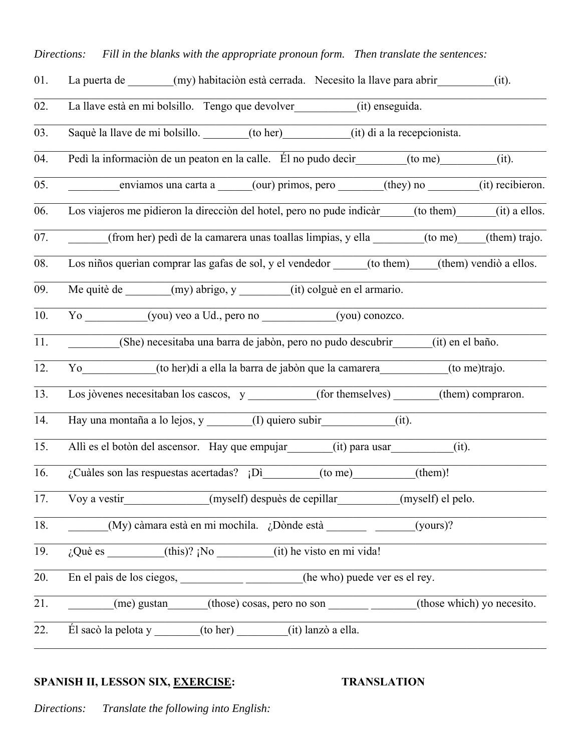*Directions:* *Fill in the blanks with the appropriate pronoun form. Then translate the sentences:*

01. La puerta de ________(my) habitaciòn està cerrada. Necesito la llave para abrir__________(it).

02. La llave està en mi bolsillo. Tengo que devolver___________(it) enseguida.

03. Saquè la llave de mi bolsillo. ________(to her)____________(it) di a la recepcionista.

04. Pedì la informaciòn de un peaton en la calle. Él no pudo decìr_________(to me)__________(it).

05. _________enviamos una carta a ______(our) primos, pero ________(they) no _________(it) recibieron.

06. Los viajeros me pidieron la direcciòn del hotel, pero no pude indicàr______(to them)_______(it) a ellos.

07. _______(from her) pedì de la camarera unas toallas limpias, y ella _________(to me)_____(them) trajo.

08. Los niños querìan comprar las gafas de sol, y el vendedor ______(to them)_____(them) vendiò a ellos.

09. Me quitè de ________(my) abrigo, y _________(it) colguè en el armario.

10. Yo ___________(you) veo a Ud., pero no _____________(you) conozco.

11. _________(She) necesitaba una barra de jabòn, pero no pudo descubrir_______(it) en el baño.

12. Yo_____________(to her)di a ella la barra de jabòn que la camarera____________(to me)trajo.

13. Los jòvenes necesitaban los cascos, y ____________(for themselves) ________(them) compraron.

14. Hay una montaña a lo lejos, y ________(I) quiero subir_____________(it).

15. Allì es el botòn del ascensor. Hay que empujar________(it) para usar___________(it).

16. ¿Cuàles son las respuestas acertadas? ¡Dì__________(to me)___________(them)!

17. Voy a vestir_______________(myself) despuès de cepillar___________(myself) el pelo.

18. _______(My) càmara està en mi mochila. ¿Dònde està _______ _______(yours)?

19. ¿Què es __________(this)? ¡No __________(it) he visto en mi vida!

20. En el paìs de los ciegos, ___________ __________(he who) puede ver es el rey.

21. ________(me) gustan_______(those) cosas, pero no son _______ ________(those which) yo necesito.

22. Él sacò la pelota y ________(to her) _________(it) lanzò a ella.

**SPANISH II, LESSON SIX, <u>EXERCISE</u>:** **TRANSLATION**

*Directions:* *Translate the following into English:*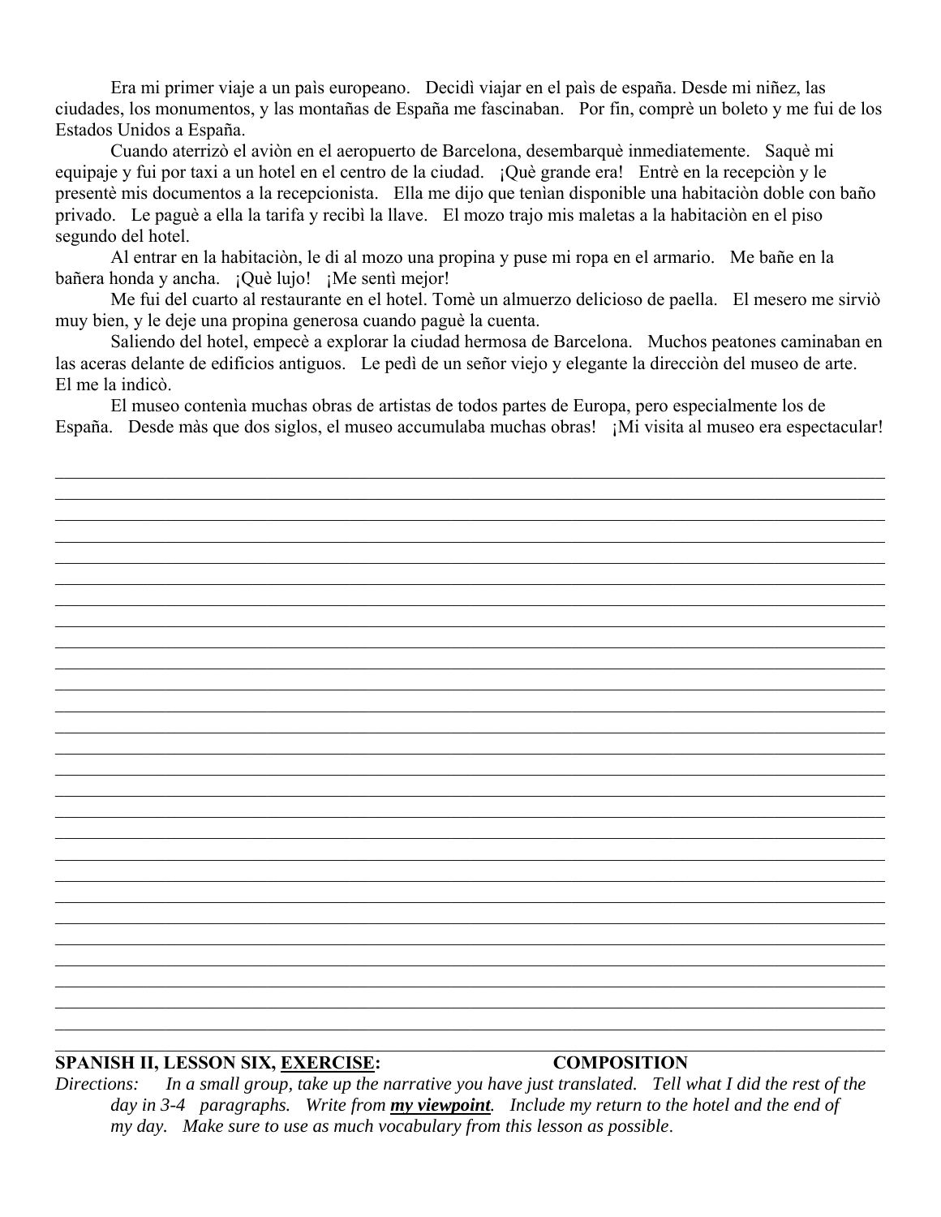Era mi primer viaje a un paìs europeano. Decidì viajar en el paìs de españa. Desde mi niñez, las ciudades, los monumentos, y las montañas de España me fascinaban. Por fin, comprè un boleto y me fui de los Estados Unidos a España.

Cuando aterrizò el aviòn en el aeropuerto de Barcelona, desembarquè inmediatemente. Saquè mi equipaje y fui por taxi a un hotel en el centro de la ciudad. ¡Què grande era! Entrè en la recepciòn y le presentè mis documentos a la recepcionista. Ella me dijo que tenìan disponible una habitaciòn doble con baño privado. Le paguè a ella la tarifa y recibì la llave. El mozo trajo mis maletas a la habitaciòn en el piso segundo del hotel.

Al entrar en la habitaciòn, le di al mozo una propina y puse mi ropa en el armario. Me bañe en la bañera honda y ancha. ¡Què lujo! ¡Me sentì mejor!

Me fui del cuarto al restaurante en el hotel. Tomè un almuerzo delicioso de paella. El mesero me sirviò muy bien, y le deje una propina generosa cuando paguè la cuenta.

Saliendo del hotel, empecè a explorar la ciudad hermosa de Barcelona. Muchos peatones caminaban en las aceras delante de edificios antiguos. Le pedì de un señor viejo y elegante la direcciòn del museo de arte. El me la indicò.

El museo contenìa muchas obras de artistas de todos partes de Europa, pero especialmente los de España. Desde màs que dos siglos, el museo accumulaba muchas obras! ¡Mi visita al museo era espectacular!

**SPANISH II, LESSON SIX, <u>EXERCISE</u>: COMPOSITION**

*Directions: In a small group, take up the narrative you have just translated. Tell what I did the rest of the day in 3-4 paragraphs. Write from **<u>my viewpoint</u>**. Include my return to the hotel and the end of my day. Make sure to use as much vocabulary from this lesson as possible.*